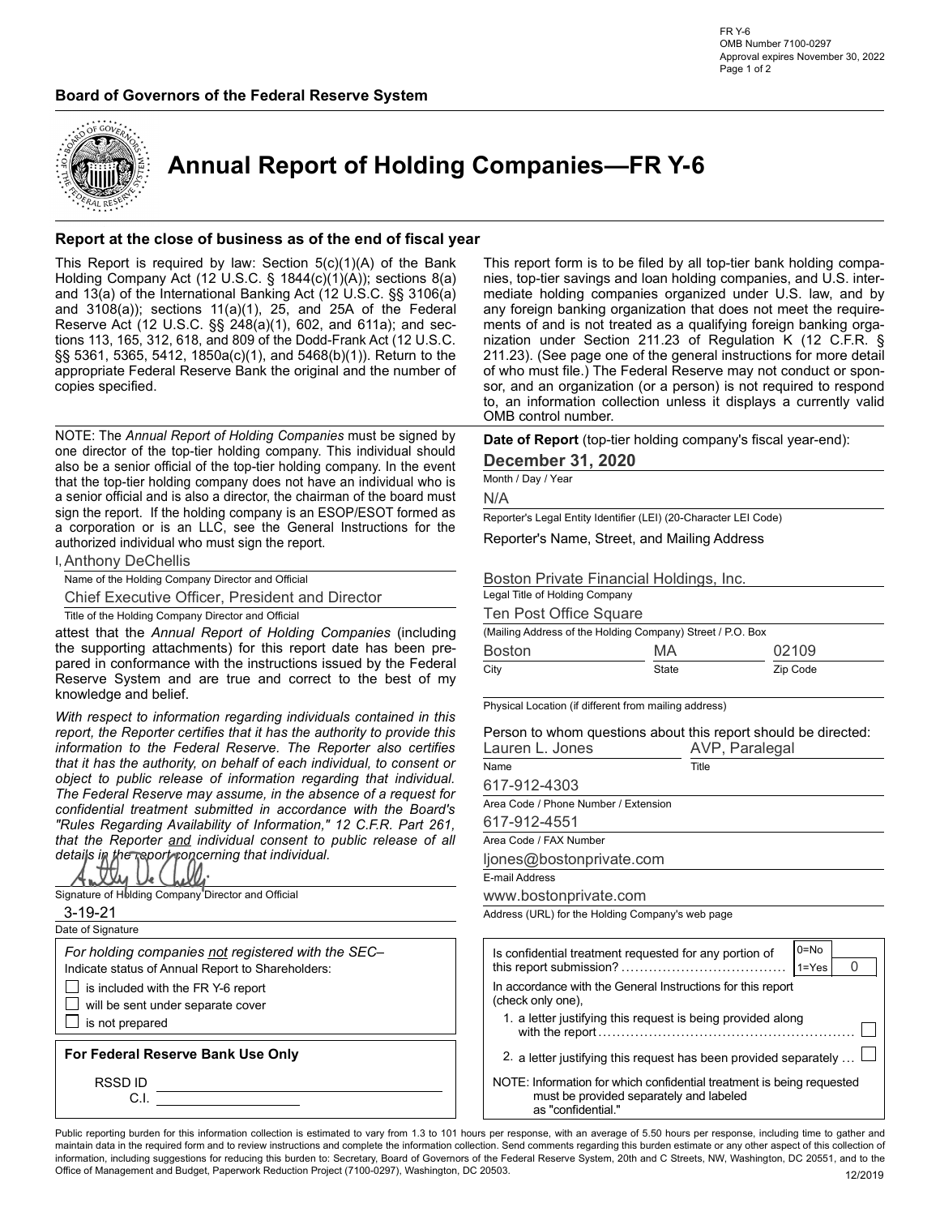FR Y-6
OMB Number 7100-0297
Approval expires November 30, 2022

**Board of Governors of the Federal Reserve System**

# Annual Report of Holding Companies—FR Y-6

**Report at the close of business as of the end of fiscal year**

This Report is required by law: Section 5(c)(1)(A) of the Bank Holding Company Act (12 U.S.C. § 1844(c)(1)(A)); sections 8(a) and 13(a) of the International Banking Act (12 U.S.C. §§ 3106(a) and 3108(a)); sections 11(a)(1), 25, and 25A of the Federal Reserve Act (12 U.S.C. §§ 248(a)(1), 602, and 611a); and sections 113, 165, 312, 618, and 809 of the Dodd-Frank Act (12 U.S.C. §§ 5361, 5365, 5412, 1850a(c)(1), and 5468(b)(1)). Return to the appropriate Federal Reserve Bank the original and the number of copies specified.

This report form is to be filed by all top-tier bank holding companies, top-tier savings and loan holding companies, and U.S. intermediate holding companies organized under U.S. law, and by any foreign banking organization that does not meet the requirements of and is not treated as a qualifying foreign banking organization under Section 211.23 of Regulation K (12 C.F.R. § 211.23). (See page one of the general instructions for more detail of who must file.) The Federal Reserve may not conduct or sponsor, and an organization (or a person) is not required to respond to, an information collection unless it displays a currently valid OMB control number.

NOTE: The *Annual Report of Holding Companies* must be signed by one director of the top-tier holding company. This individual should also be a senior official of the top-tier holding company. In the event that the top-tier holding company does not have an individual who is a senior official and is also a director, the chairman of the board must sign the report. If the holding company is an ESOP/ESOT formed as a corporation or is an LLC, see the General Instructions for the authorized individual who must sign the report.

I, Anthony DeChellis
Name of the Holding Company Director and Official

Chief Executive Officer, President and Director
Title of the Holding Company Director and Official

attest that the *Annual Report of Holding Companies* (including the supporting attachments) for this report date has been prepared in conformance with the instructions issued by the Federal Reserve System and are true and correct to the best of my knowledge and belief.

*With respect to information regarding individuals contained in this report, the Reporter certifies that it has the authority to provide this information to the Federal Reserve. The Reporter also certifies that it has the authority, on behalf of each individual, to consent or object to public release of information regarding that individual. The Federal Reserve may assume, in the absence of a request for confidential treatment submitted in accordance with the Board's "Rules Regarding Availability of Information," 12 C.F.R. Part 261, that the Reporter and individual consent to public release of all details in the report concerning that individual.*

[Signature]
Signature of Holding Company Director and Official

3-19-21
Date of Signature

*For holding companies not registered with the SEC–*
Indicate status of Annual Report to Shareholders:

- ☐ is included with the FR Y-6 report
- ☐ will be sent under separate cover
- ☐ is not prepared

**For Federal Reserve Bank Use Only**

RSSD ID ____________
C.I. ____________

**Date of Report** (top-tier holding company's fiscal year-end):
**December 31, 2020**
Month / Day / Year

N/A
Reporter's Legal Entity Identifier (LEI) (20-Character LEI Code)

Reporter's Name, Street, and Mailing Address

Boston Private Financial Holdings, Inc.
Legal Title of Holding Company

Ten Post Office Square
(Mailing Address of the Holding Company) Street / P.O. Box

| Boston | MA | 02109 |
|---|---|---|
| City | State | Zip Code |

Physical Location (if different from mailing address)

Person to whom questions about this report should be directed:

| Lauren L. Jones | AVP, Paralegal |
|---|---|
| Name | Title |

617-912-4303
Area Code / Phone Number / Extension

617-912-4551
Area Code / FAX Number

ljones@bostonprivate.com
E-mail Address

www.bostonprivate.com
Address (URL) for the Holding Company's web page

Is confidential treatment requested for any portion of this report submission? (0=No, 1=Yes): 0

In accordance with the General Instructions for this report (check only one),

1. a letter justifying this request is being provided along with the report ☐
2. a letter justifying this request has been provided separately ☐

NOTE: Information for which confidential treatment is being requested must be provided separately and labeled as "confidential."

Public reporting burden for this information collection is estimated to vary from 1.3 to 101 hours per response, with an average of 5.50 hours per response, including time to gather and maintain data in the required form and to review instructions and complete the information collection. Send comments regarding this burden estimate or any other aspect of this collection of information, including suggestions for reducing this burden to: Secretary, Board of Governors of the Federal Reserve System, 20th and C Streets, NW, Washington, DC 20551, and to the Office of Management and Budget, Paperwork Reduction Project (7100-0297), Washington, DC 20503.

12/2019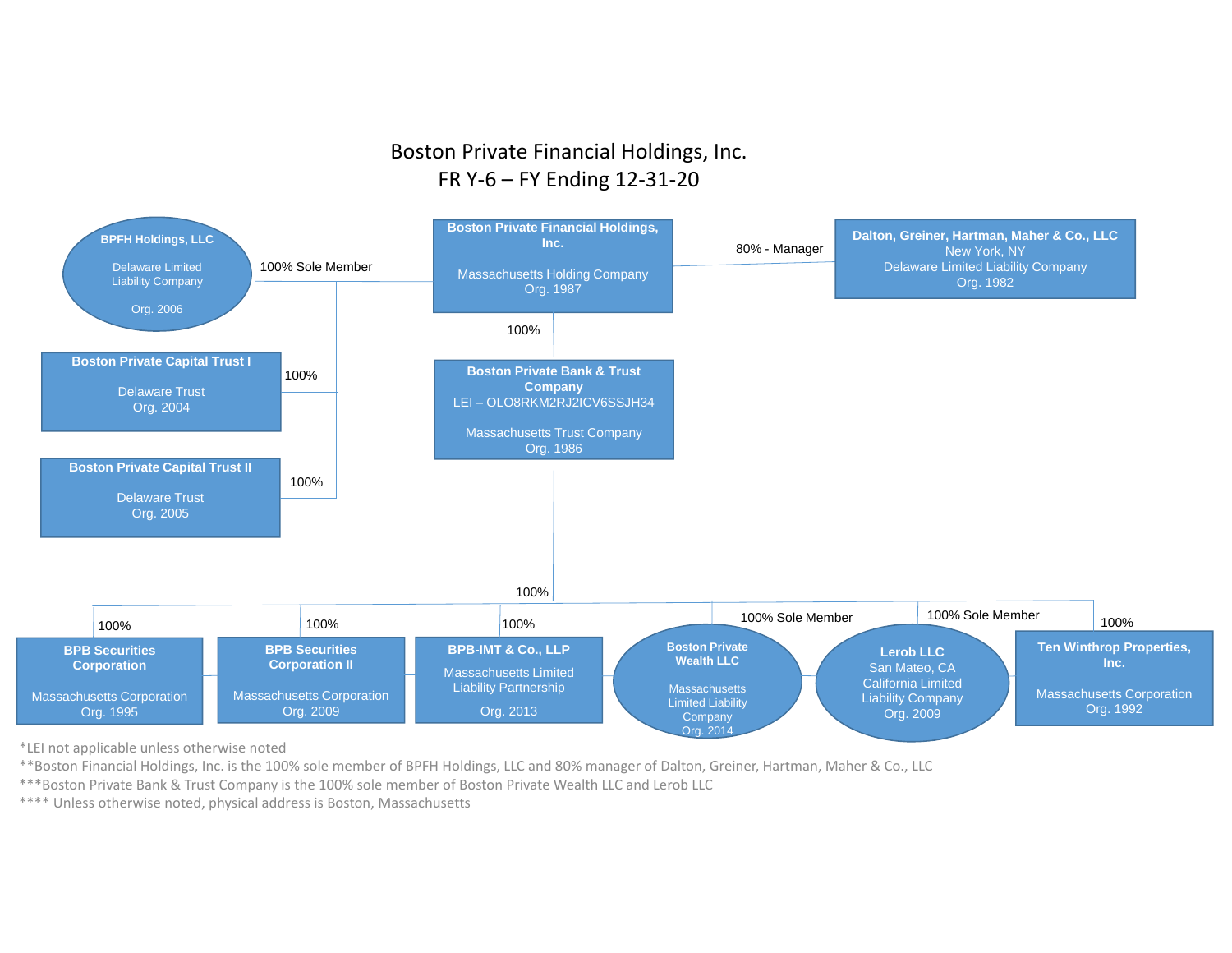# Boston Private Financial Holdings, Inc.
## FR Y-6 – FY Ending 12-31-20

**Boston Private Financial Holdings, Inc.**
Massachusetts Holding Company
Org. 1987

- 100% Sole Member → **BPFH Holdings, LLC** — Delaware Limited Liability Company, Org. 2006
- 100% → **Boston Private Capital Trust I** — Delaware Trust, Org. 2004
- 100% → **Boston Private Capital Trust II** — Delaware Trust, Org. 2005
- 80% - Manager → **Dalton, Greiner, Hartman, Maher & Co., LLC** — New York, NY, Delaware Limited Liability Company, Org. 1982
- 100% → **Boston Private Bank & Trust Company** — LEI – OLO8RKM2RJ2ICV6SSJH34, Massachusetts Trust Company, Org. 1986

**Boston Private Bank & Trust Company** (100%):

- 100% → **BPB Securities Corporation** — Massachusetts Corporation, Org. 1995
- 100% → **BPB Securities Corporation II** — Massachusetts Corporation, Org. 2009
- 100% → **BPB-IMT & Co., LLP** — Massachusetts Limited Liability Partnership, Org. 2013
- 100% Sole Member → **Boston Private Wealth LLC** — Massachusetts Limited Liability Company, Org. 2014
- 100% Sole Member → **Lerob LLC** — San Mateo, CA, California Limited Liability Company, Org. 2009
- 100% → **Ten Winthrop Properties, Inc.** — Massachusetts Corporation, Org. 1992

*LEI not applicable unless otherwise noted

**Boston Financial Holdings, Inc. is the 100% sole member of BPFH Holdings, LLC and 80% manager of Dalton, Greiner, Hartman, Maher and Co., LLC

***Boston Private Bank & Trust Company is the 100% sole member of Boston Private Wealth LLC and Lerob LLC

**** Unless otherwise noted, physical address is Boston, Massachusetts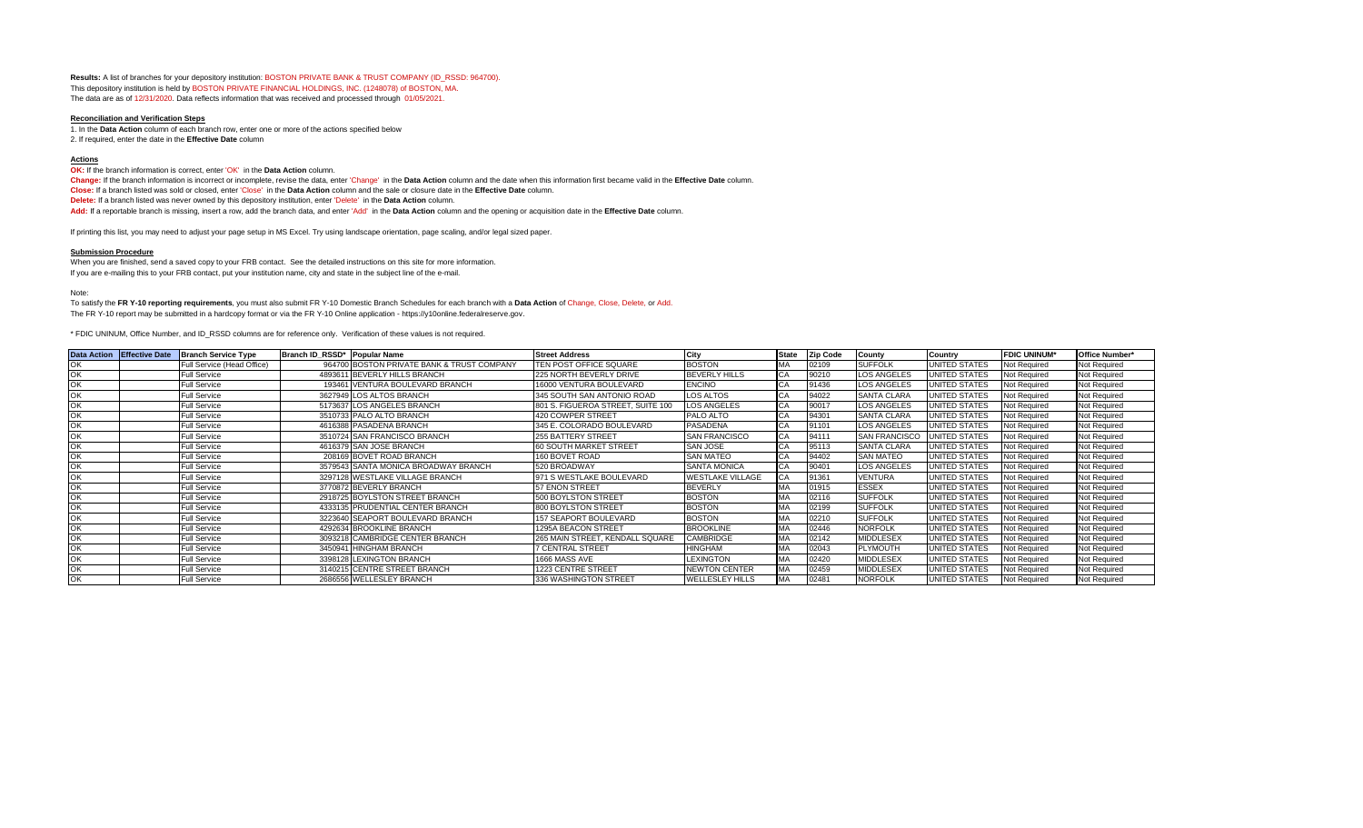**Results:** A list of branches for your depository institution: BOSTON PRIVATE BANK & TRUST COMPANY (ID_RSSD: 964700).
This depository institution is held by BOSTON PRIVATE FINANCIAL HOLDINGS, INC. (1248078) of BOSTON, MA.
The data are as of 12/31/2020. Data reflects information that was received and processed through 01/05/2021.

**Reconciliation and Verification Steps**

1. In the **Data Action** column of each branch row, enter one or more of the actions specified below
2. If required, enter the date in the **Effective Date** column

**Actions**

**OK:** If the branch information is correct, enter 'OK' in the **Data Action** column.
**Change:** If the branch information is incorrect or incomplete, revise the data, enter 'Change' in the **Data Action** column and the date when this information first became valid in the **Effective Date** column.
**Close:** If a branch listed was sold or closed, enter 'Close' in the **Data Action** column and the sale or closure date in the **Effective Date** column.
**Delete:** If a branch listed was never owned by this depository institution, enter 'Delete' in the **Data Action** column.
**Add:** If a reportable branch is missing, insert a row, add the branch data, and enter 'Add' in the **Data Action** column and the opening or acquisition date in the **Effective Date** column.

If printing this list, you may need to adjust your page setup in MS Excel. Try using landscape orientation, page scaling, and/or legal sized paper.

**Submission Procedure**

When you are finished, send a saved copy to your FRB contact. See the detailed instructions on this site for more information.
If you are e-mailing this to your FRB contact, put your institution name, city and state in the subject line of the e-mail.

Note:
To satisfy the **FR Y-10 reporting requirements**, you must also submit FR Y-10 Domestic Branch Schedules for each branch with a **Data Action** of Change, Close, Delete, or Add.
The FR Y-10 report may be submitted in a hardcopy format or via the FR Y-10 Online application - https://y10online.federalreserve.gov.

* FDIC UNINUM, Office Number, and ID_RSSD columns are for reference only. Verification of these values is not required.

| Data Action | Effective Date | Branch Service Type | Branch ID_RSSD* | Popular Name | Street Address | City | State | Zip Code | County | Country | FDIC UNINUM* | Office Number* |
|---|---|---|---|---|---|---|---|---|---|---|---|---|
| OK | | Full Service (Head Office) | 964700 | BOSTON PRIVATE BANK & TRUST COMPANY | TEN POST OFFICE SQUARE | BOSTON | MA | 02109 | SUFFOLK | UNITED STATES | Not Required | Not Required |
| OK | | Full Service | 4893611 | BEVERLY HILLS BRANCH | 225 NORTH BEVERLY DRIVE | BEVERLY HILLS | CA | 90210 | LOS ANGELES | UNITED STATES | Not Required | Not Required |
| OK | | Full Service | 193461 | VENTURA BOULEVARD BRANCH | 16000 VENTURA BOULEVARD | ENCINO | CA | 91436 | LOS ANGELES | UNITED STATES | Not Required | Not Required |
| OK | | Full Service | 3627949 | LOS ALTOS BRANCH | 345 SOUTH SAN ANTONIO ROAD | LOS ALTOS | CA | 94022 | SANTA CLARA | UNITED STATES | Not Required | Not Required |
| OK | | Full Service | 5173637 | LOS ANGELES BRANCH | 801 S. FIGUEROA STREET, SUITE 100 | LOS ANGELES | CA | 90017 | LOS ANGELES | UNITED STATES | Not Required | Not Required |
| OK | | Full Service | 3510733 | PALO ALTO BRANCH | 420 COWPER STREET | PALO ALTO | CA | 94301 | SANTA CLARA | UNITED STATES | Not Required | Not Required |
| OK | | Full Service | 4616388 | PASADENA BRANCH | 345 E. COLORADO BOULEVARD | PASADENA | CA | 91101 | LOS ANGELES | UNITED STATES | Not Required | Not Required |
| OK | | Full Service | 3510724 | SAN FRANCISCO BRANCH | 255 BATTERY STREET | SAN FRANCISCO | CA | 94111 | SAN FRANCISCO | UNITED STATES | Not Required | Not Required |
| OK | | Full Service | 4616379 | SAN JOSE BRANCH | 60 SOUTH MARKET STREET | SAN JOSE | CA | 95113 | SANTA CLARA | UNITED STATES | Not Required | Not Required |
| OK | | Full Service | 208169 | BOVET ROAD BRANCH | 160 BOVET ROAD | SAN MATEO | CA | 94402 | SAN MATEO | UNITED STATES | Not Required | Not Required |
| OK | | Full Service | 3579543 | SANTA MONICA BROADWAY BRANCH | 520 BROADWAY | SANTA MONICA | CA | 90401 | LOS ANGELES | UNITED STATES | Not Required | Not Required |
| OK | | Full Service | 3297128 | WESTLAKE VILLAGE BRANCH | 971 S WESTLAKE BOULEVARD | WESTLAKE VILLAGE | CA | 91361 | VENTURA | UNITED STATES | Not Required | Not Required |
| OK | | Full Service | 3770872 | BEVERLY BRANCH | 57 ENON STREET | BEVERLY | MA | 01915 | ESSEX | UNITED STATES | Not Required | Not Required |
| OK | | Full Service | 2918725 | BOYLSTON STREET BRANCH | 500 BOYLSTON STREET | BOSTON | MA | 02116 | SUFFOLK | UNITED STATES | Not Required | Not Required |
| OK | | Full Service | 4333135 | PRUDENTIAL CENTER BRANCH | 800 BOYLSTON STREET | BOSTON | MA | 02199 | SUFFOLK | UNITED STATES | Not Required | Not Required |
| OK | | Full Service | 3223640 | SEAPORT BOULEVARD BRANCH | 157 SEAPORT BOULEVARD | BOSTON | MA | 02210 | SUFFOLK | UNITED STATES | Not Required | Not Required |
| OK | | Full Service | 4292634 | BROOKLINE BRANCH | 1295A BEACON STREET | BROOKLINE | MA | 02446 | NORFOLK | UNITED STATES | Not Required | Not Required |
| OK | | Full Service | 3093218 | CAMBRIDGE CENTER BRANCH | 265 MAIN STREET, KENDALL SQUARE | CAMBRIDGE | MA | 02142 | MIDDLESEX | UNITED STATES | Not Required | Not Required |
| OK | | Full Service | 3450941 | HINGHAM BRANCH | 7 CENTRAL STREET | HINGHAM | MA | 02043 | PLYMOUTH | UNITED STATES | Not Required | Not Required |
| OK | | Full Service | 3398128 | LEXINGTON BRANCH | 1666 MASS AVE | LEXINGTON | MA | 02420 | MIDDLESEX | UNITED STATES | Not Required | Not Required |
| OK | | Full Service | 3140215 | CENTRE STREET BRANCH | 1223 CENTRE STREET | NEWTON CENTER | MA | 02459 | MIDDLESEX | UNITED STATES | Not Required | Not Required |
| OK | | Full Service | 2686556 | WELLESLEY BRANCH | 336 WASHINGTON STREET | WELLESLEY HILLS | MA | 02481 | NORFOLK | UNITED STATES | Not Required | Not Required |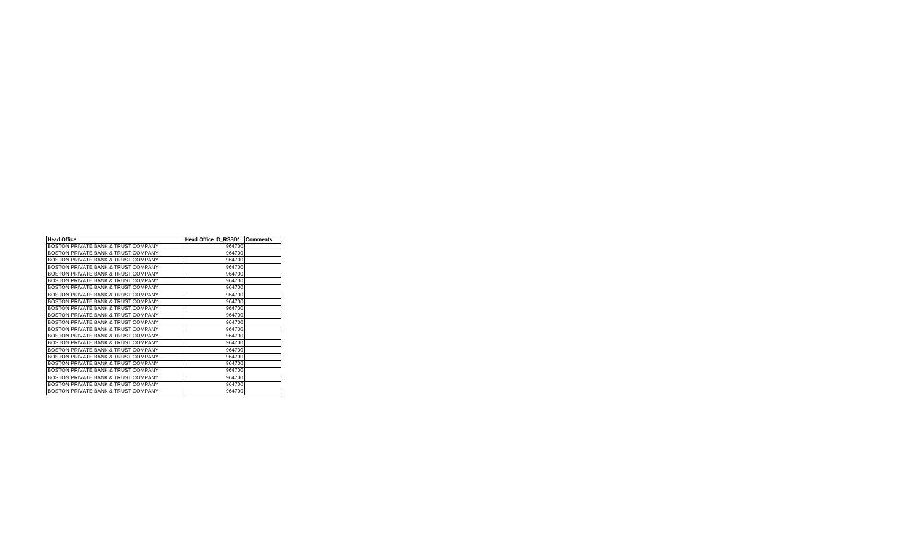| Head Office | Head Office ID_RSSD* | Comments |
|---|---|---|
| BOSTON PRIVATE BANK & TRUST COMPANY | 964700 | |
| BOSTON PRIVATE BANK & TRUST COMPANY | 964700 | |
| BOSTON PRIVATE BANK & TRUST COMPANY | 964700 | |
| BOSTON PRIVATE BANK & TRUST COMPANY | 964700 | |
| BOSTON PRIVATE BANK & TRUST COMPANY | 964700 | |
| BOSTON PRIVATE BANK & TRUST COMPANY | 964700 | |
| BOSTON PRIVATE BANK & TRUST COMPANY | 964700 | |
| BOSTON PRIVATE BANK & TRUST COMPANY | 964700 | |
| BOSTON PRIVATE BANK & TRUST COMPANY | 964700 | |
| BOSTON PRIVATE BANK & TRUST COMPANY | 964700 | |
| BOSTON PRIVATE BANK & TRUST COMPANY | 964700 | |
| BOSTON PRIVATE BANK & TRUST COMPANY | 964700 | |
| BOSTON PRIVATE BANK & TRUST COMPANY | 964700 | |
| BOSTON PRIVATE BANK & TRUST COMPANY | 964700 | |
| BOSTON PRIVATE BANK & TRUST COMPANY | 964700 | |
| BOSTON PRIVATE BANK & TRUST COMPANY | 964700 | |
| BOSTON PRIVATE BANK & TRUST COMPANY | 964700 | |
| BOSTON PRIVATE BANK & TRUST COMPANY | 964700 | |
| BOSTON PRIVATE BANK & TRUST COMPANY | 964700 | |
| BOSTON PRIVATE BANK & TRUST COMPANY | 964700 | |
| BOSTON PRIVATE BANK & TRUST COMPANY | 964700 | |
| BOSTON PRIVATE BANK & TRUST COMPANY | 964700 | |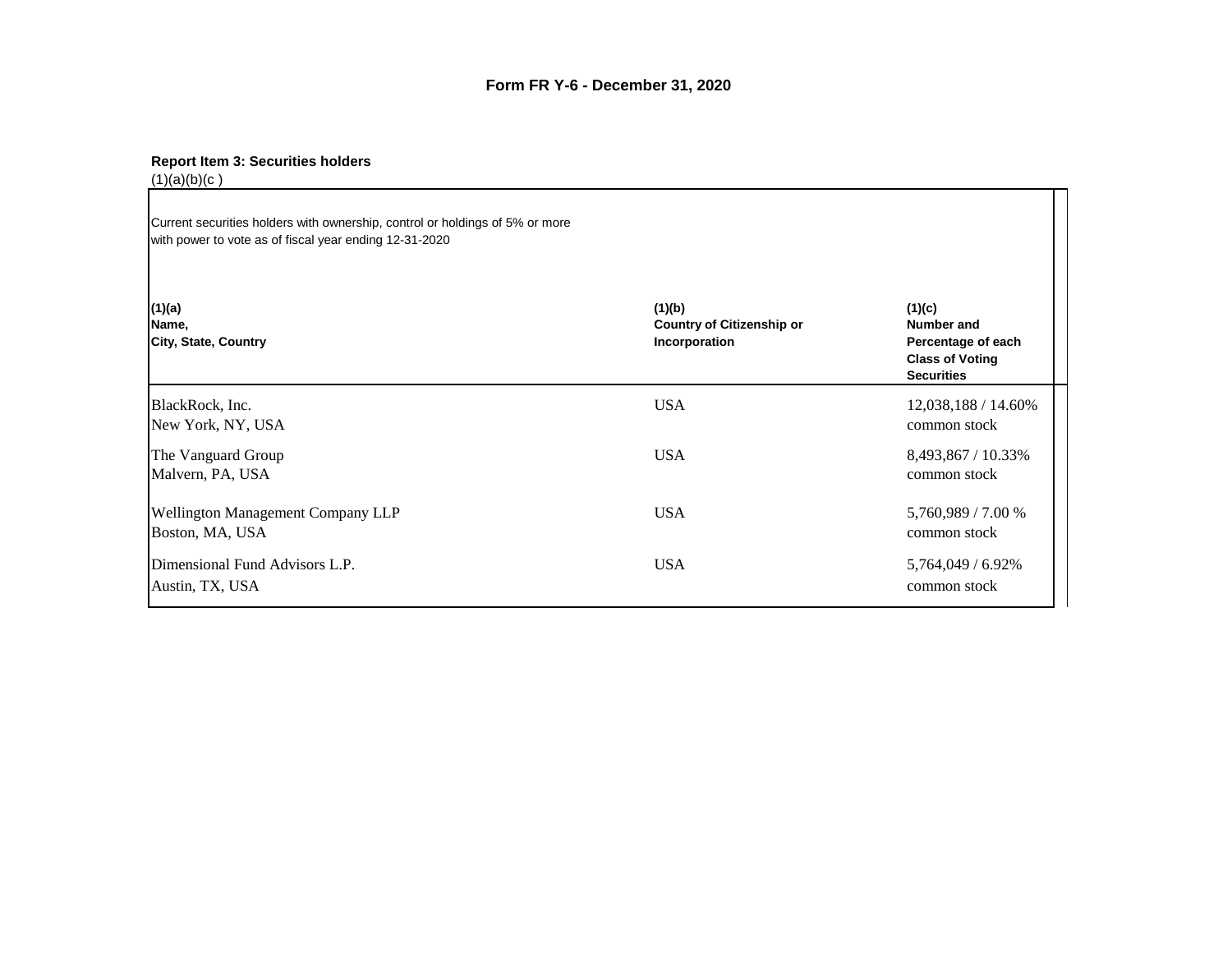# Form FR Y-6 - December 31, 2020

**Report Item 3: Securities holders**
(1)(a)(b)(c )

Current securities holders with ownership, control or holdings of 5% or more with power to vote as of fiscal year ending 12-31-2020

| **(1)(a)** **Name, City, State, Country** | **(1)(b)** **Country of Citizenship or Incorporation** | **(1)(c)** **Number and Percentage of each Class of Voting Securities** |
|---|---|---|
| BlackRock, Inc. New York, NY, USA | USA | 12,038,188 / 14.60% common stock |
| The Vanguard Group Malvern, PA, USA | USA | 8,493,867 / 10.33% common stock |
| Wellington Management Company LLP Boston, MA, USA | USA | 5,760,989 / 7.00 % common stock |
| Dimensional Fund Advisors L.P. Austin, TX, USA | USA | 5,764,049 / 6.92% common stock |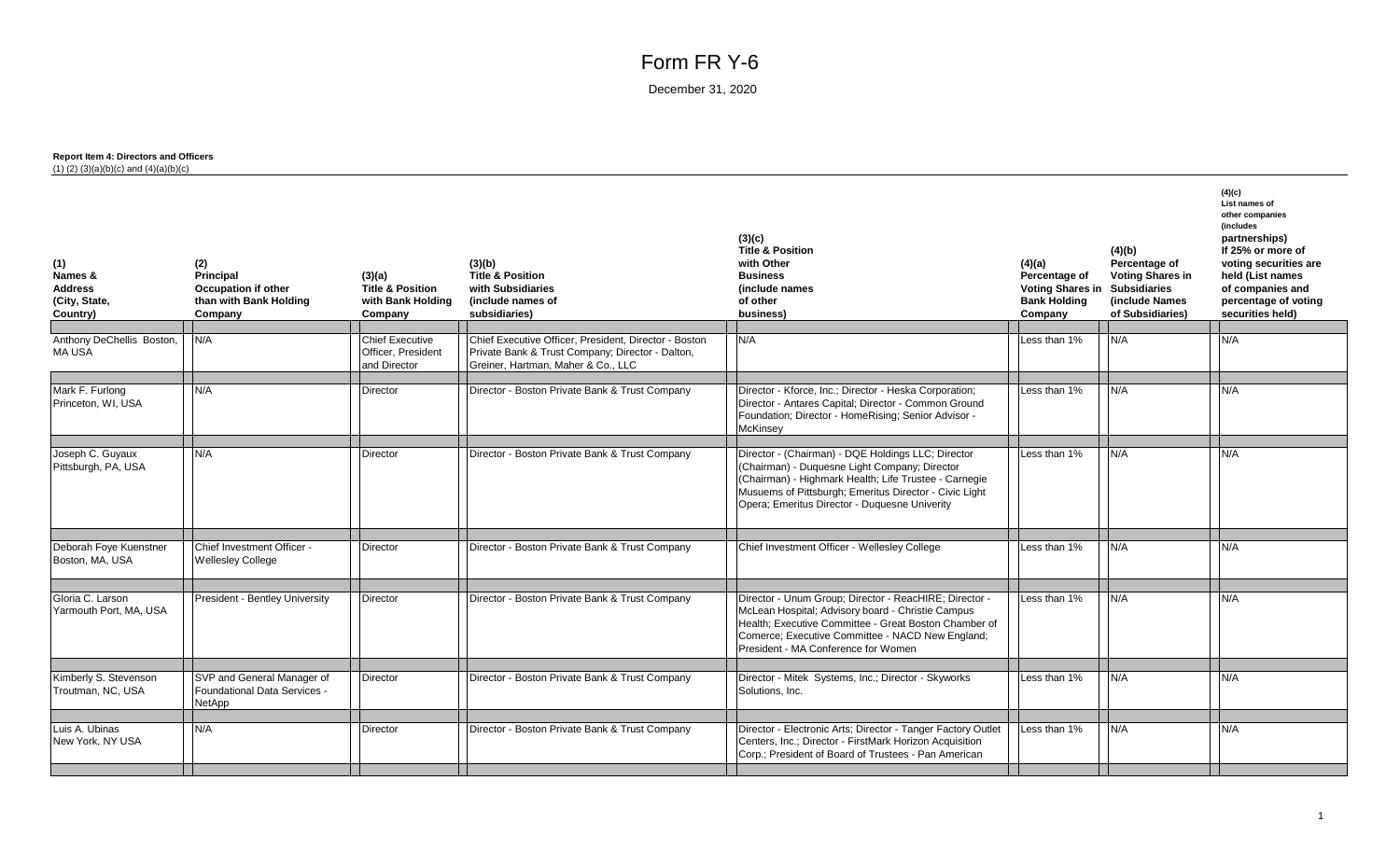# Form FR Y-6

December 31, 2020

**Report Item 4: Directors and Officers**
(1) (2) (3)(a)(b)(c) and (4)(a)(b)(c)

| (1) Names & Address (City, State, Country) | (2) Principal Occupation if other than with Bank Holding Company | (3)(a) Title & Position with Bank Holding Company | (3)(b) Title & Position with Subsidiaries (include names of subsidiaries) | (3)(c) Title & Position with Other Business (include names of other business) | (4)(a) Percentage of Voting Shares in Bank Holding Company | (4)(b) Percentage of Voting Shares in Subsidiaries (include Names of Subsidiaries) | (4)(c) List names of other companies (includes partnerships) If 25% or more of voting securities are held (List names of companies and percentage of voting securities held) |
|---|---|---|---|---|---|---|---|
| Anthony DeChellis Boston, MA USA | N/A | Chief Executive Officer, President and Director | Chief Executive Officer, President, Director - Boston Private Bank & Trust Company; Director - Dalton, Greiner, Hartman, Maher & Co., LLC | N/A | Less than 1% | N/A | N/A |
| Mark F. Furlong Princeton, WI, USA | N/A | Director | Director - Boston Private Bank & Trust Company | Director - Kforce, Inc.; Director - Heska Corporation; Director - Antares Capital; Director - Common Ground Foundation; Director - HomeRising; Senior Advisor - McKinsey | Less than 1% | N/A | N/A |
| Joseph C. Guyaux Pittsburgh, PA, USA | N/A | Director | Director - Boston Private Bank & Trust Company | Director - (Chairman) - DQE Holdings LLC; Director (Chairman) - Duquesne Light Company; Director (Chairman) - Highmark Health; Life Trustee - Carnegie Musuems of Pittsburgh; Emeritus Director - Civic Light Opera; Emeritus Director - Duquesne Univerity | Less than 1% | N/A | N/A |
| Deborah Foye Kuenstner Boston, MA, USA | Chief Investment Officer - Wellesley College | Director | Director - Boston Private Bank & Trust Company | Chief Investment Officer - Wellesley College | Less than 1% | N/A | N/A |
| Gloria C. Larson Yarmouth Port, MA, USA | President - Bentley University | Director | Director - Boston Private Bank & Trust Company | Director - Unum Group; Director - ReacHIRE; Director - McLean Hospital; Advisory board - Christie Campus Health; Executive Committee - Great Boston Chamber of Comerce; Executive Committee - NACD New England; President - MA Conference for Women | Less than 1% | N/A | N/A |
| Kimberly S. Stevenson Troutman, NC, USA | SVP and General Manager of Foundational Data Services - NetApp | Director | Director - Boston Private Bank & Trust Company | Director - Mitek Systems, Inc.; Director - Skyworks Solutions, Inc. | Less than 1% | N/A | N/A |
| Luis A. Ubinas New York, NY USA | N/A | Director | Director - Boston Private Bank & Trust Company | Director - Electronic Arts; Director - Tanger Factory Outlet Centers, Inc.; Director - FirstMark Horizon Acquisition Corp.; President of Board of Trustees - Pan American | Less than 1% | N/A | N/A |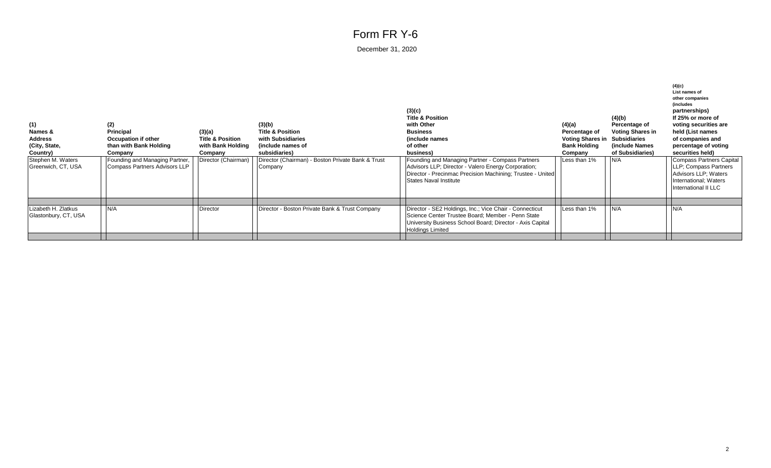# Form FR Y-6

December 31, 2020

| (1) Names & Address (City, State, Country) | (2) Principal Occupation if other than with Bank Holding Company | (3)(a) Title & Position with Bank Holding Company | (3)(b) Title & Position with Subsidiaries (include names of subsidiaries) | (3)(c) Title & Position with Other Business (include names of other business) | (4)(a) Percentage of Voting Shares in Bank Holding Company | (4)(b) Percentage of Voting Shares in Subsidiaries (include Names of Subsidiaries) | (4)(c) List names of other companies (includes partnerships) If 25% or more of voting securities are held (List names of companies and percentage of voting securities held) |
|---|---|---|---|---|---|---|---|
| Stephen M. Waters Greenwich, CT, USA | Founding and Managing Partner, Compass Partners Advisors LLP | Director (Chairman) | Director (Chairman) - Boston Private Bank & Trust Company | Founding and Managing Partner - Compass Partners Advisors LLP; Director - Valero Energy Corporation; Director - Precinmac Precision Machining; Trustee - United States Naval Institute | Less than 1% | N/A | Compass Partners Capital LLP; Compass Partners Advisors LLP; Waters International; Waters International II LLC |
| Lizabeth H. Zlatkus Glastonbury, CT, USA | N/A | Director | Director - Boston Private Bank & Trust Company | Director - SE2 Holdings, Inc.; Vice Chair - Connecticut Science Center Trustee Board; Member - Penn State University Business School Board; Director - Axis Capital Holdings Limited | Less than 1% | N/A | N/A |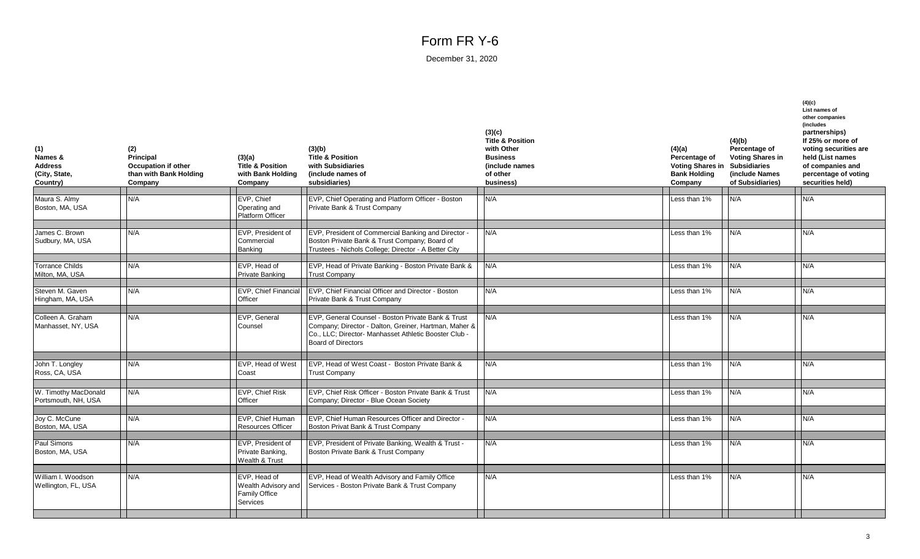# Form FR Y-6

December 31, 2020

| (1) Names & Address (City, State, Country) | (2) Principal Occupation if other than with Bank Holding Company | (3)(a) Title & Position with Bank Holding Company | (3)(b) Title & Position with Subsidiaries (include names of subsidiaries) | (3)(c) Title & Position with Other Business (include names of other business) | (4)(a) Percentage of Voting Shares in Bank Holding Company | (4)(b) Percentage of Voting Shares in Subsidiaries (include Names of Subsidiaries) | (4)(c) List names of other companies (includes partnerships) If 25% or more of voting securities are held (List names of companies and percentage of voting securities held) |
|---|---|---|---|---|---|---|---|
| Maura S. Almy Boston, MA, USA | N/A | EVP, Chief Operating and Platform Officer | EVP, Chief Operating and Platform Officer - Boston Private Bank & Trust Company | N/A | Less than 1% | N/A | N/A |
| James C. Brown Sudbury, MA, USA | N/A | EVP, President of Commercial Banking | EVP, President of Commercial Banking and Director - Boston Private Bank & Trust Company; Board of Trustees - Nichols College; Director - A Better City | N/A | Less than 1% | N/A | N/A |
| Torrance Childs Milton, MA, USA | N/A | EVP, Head of Private Banking | EVP, Head of Private Banking - Boston Private Bank & Trust Company | N/A | Less than 1% | N/A | N/A |
| Steven M. Gaven Hingham, MA, USA | N/A | EVP, Chief Financial Officer | EVP, Chief Financial Officer and Director - Boston Private Bank & Trust Company | N/A | Less than 1% | N/A | N/A |
| Colleen A. Graham Manhasset, NY, USA | N/A | EVP, General Counsel | EVP, General Counsel - Boston Private Bank & Trust Company; Director - Dalton, Greiner, Hartman, Maher & Co., LLC; Director- Manhasset Athletic Booster Club - Board of Directors | N/A | Less than 1% | N/A | N/A |
| John T. Longley Ross, CA, USA | N/A | EVP, Head of West Coast | EVP, Head of West Coast - Boston Private Bank & Trust Company | N/A | Less than 1% | N/A | N/A |
| W. Timothy MacDonald Portsmouth, NH, USA | N/A | EVP, Chief Risk Officer | EVP, Chief Risk Officer - Boston Private Bank & Trust Company; Director - Blue Ocean Society | N/A | Less than 1% | N/A | N/A |
| Joy C. McCune Boston, MA, USA | N/A | EVP, Chief Human Resources Officer | EVP, Chief Human Resources Officer and Director - Boston Privat Bank & Trust Company | N/A | Less than 1% | N/A | N/A |
| Paul Simons Boston, MA, USA | N/A | EVP, President of Private Banking, Wealth & Trust | EVP, President of Private Banking, Wealth & Trust - Boston Private Bank & Trust Company | N/A | Less than 1% | N/A | N/A |
| William I. Woodson Wellington, FL, USA | N/A | EVP, Head of Wealth Advisory and Family Office Services | EVP, Head of Wealth Advisory and Family Office Services - Boston Private Bank & Trust Company | N/A | Less than 1% | N/A | N/A |